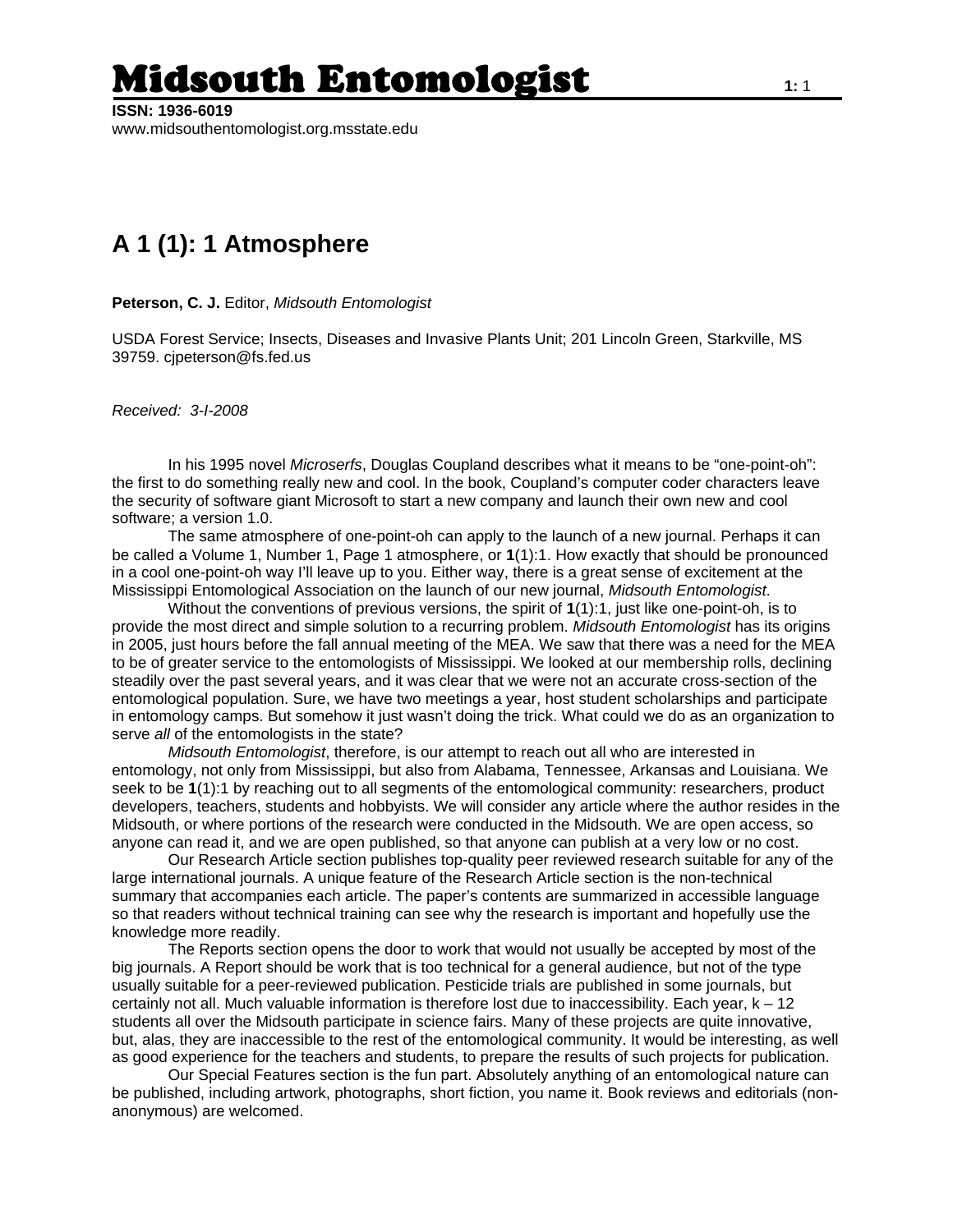# A 1 (1): 1 Atmosphere

**Peterson, C. J.** Editor, *Midsouth Entomologist*

USDA Forest Service; Insects, Diseases and Invasive Plants Unit; 201 Lincoln Green, Starkville, MS 39759. cjpeterson@fs.fed.us

*Received: 3-I-2008*

In his 1995 novel *Microserfs*, Douglas Coupland describes what it means to be "one-point-oh": the first to do something really new and cool. In the book, Coupland's computer coder characters leave the security of software giant Microsoft to start a new company and launch their own new and cool software; a version 1.0.

The same atmosphere of one-point-oh can apply to the launch of a new journal. Perhaps it can be called a Volume 1, Number 1, Page 1 atmosphere, or **1**(1):1. How exactly that should be pronounced in a cool one-point-oh way I'll leave up to you. Either way, there is a great sense of excitement at the Mississippi Entomological Association on the launch of our new journal, *Midsouth Entomologist*.

Without the conventions of previous versions, the spirit of **1**(1):1, just like one-point-oh, is to provide the most direct and simple solution to a recurring problem. *Midsouth Entomologist* has its origins in 2005, just hours before the fall annual meeting of the MEA. We saw that there was a need for the MEA to be of greater service to the entomologists of Mississippi. We looked at our membership rolls, declining steadily over the past several years, and it was clear that we were not an accurate cross-section of the entomological population. Sure, we have two meetings a year, host student scholarships and participate in entomology camps. But somehow it just wasn't doing the trick. What could we do as an organization to serve *all* of the entomologists in the state?

*Midsouth Entomologist*, therefore, is our attempt to reach out all who are interested in entomology, not only from Mississippi, but also from Alabama, Tennessee, Arkansas and Louisiana. We seek to be **1**(1):1 by reaching out to all segments of the entomological community: researchers, product developers, teachers, students and hobbyists. We will consider any article where the author resides in the Midsouth, or where portions of the research were conducted in the Midsouth. We are open access, so anyone can read it, and we are open published, so that anyone can publish at a very low or no cost.

Our Research Article section publishes top-quality peer reviewed research suitable for any of the large international journals. A unique feature of the Research Article section is the non-technical summary that accompanies each article. The paper's contents are summarized in accessible language so that readers without technical training can see why the research is important and hopefully use the knowledge more readily.

The Reports section opens the door to work that would not usually be accepted by most of the big journals. A Report should be work that is too technical for a general audience, but not of the type usually suitable for a peer-reviewed publication. Pesticide trials are published in some journals, but certainly not all. Much valuable information is therefore lost due to inaccessibility. Each year, k – 12 students all over the Midsouth participate in science fairs. Many of these projects are quite innovative, but, alas, they are inaccessible to the rest of the entomological community. It would be interesting, as well as good experience for the teachers and students, to prepare the results of such projects for publication.

Our Special Features section is the fun part. Absolutely anything of an entomological nature can be published, including artwork, photographs, short fiction, you name it. Book reviews and editorials (non-anonymous) are welcomed.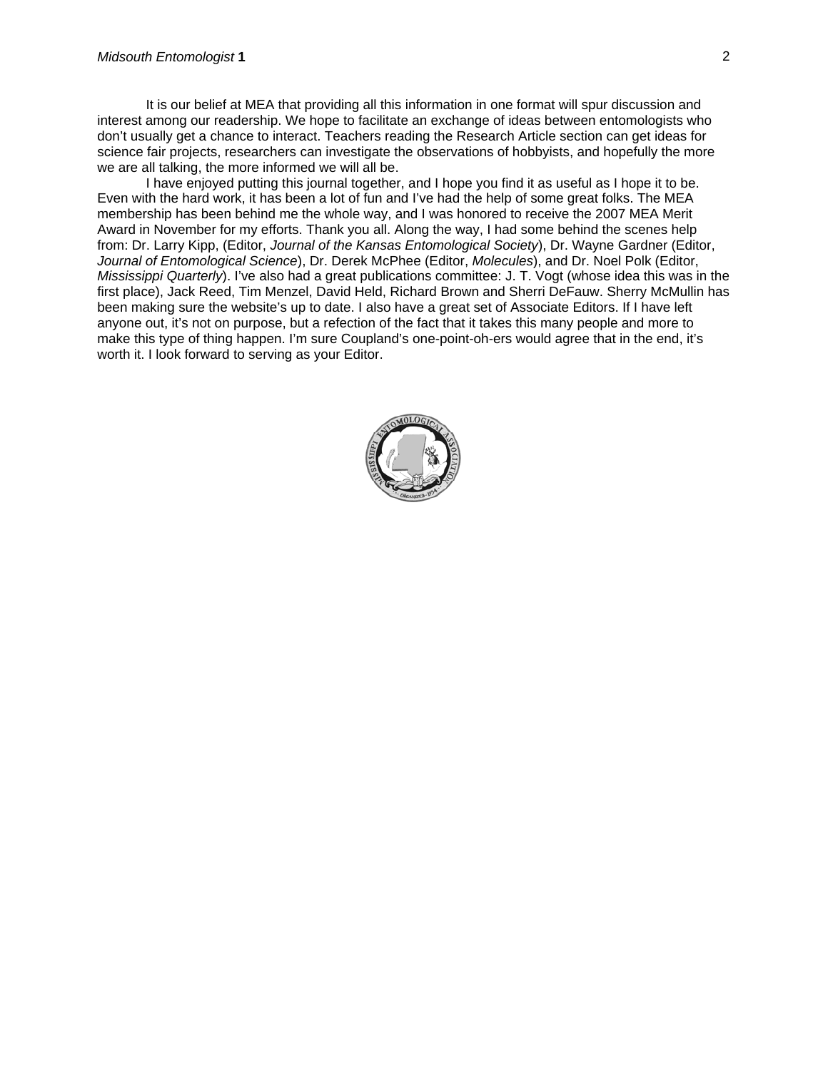It is our belief at MEA that providing all this information in one format will spur discussion and interest among our readership. We hope to facilitate an exchange of ideas between entomologists who don't usually get a chance to interact. Teachers reading the Research Article section can get ideas for science fair projects, researchers can investigate the observations of hobbyists, and hopefully the more we are all talking, the more informed we will all be.

I have enjoyed putting this journal together, and I hope you find it as useful as I hope it to be. Even with the hard work, it has been a lot of fun and I've had the help of some great folks. The MEA membership has been behind me the whole way, and I was honored to receive the 2007 MEA Merit Award in November for my efforts. Thank you all. Along the way, I had some behind the scenes help from: Dr. Larry Kipp, (Editor, *Journal of the Kansas Entomological Society*), Dr. Wayne Gardner (Editor, *Journal of Entomological Science*), Dr. Derek McPhee (Editor, *Molecules*), and Dr. Noel Polk (Editor, *Mississippi Quarterly*). I've also had a great publications committee: J. T. Vogt (whose idea this was in the first place), Jack Reed, Tim Menzel, David Held, Richard Brown and Sherri DeFauw. Sherry McMullin has been making sure the website's up to date. I also have a great set of Associate Editors. If I have left anyone out, it's not on purpose, but a refection of the fact that it takes this many people and more to make this type of thing happen. I'm sure Coupland's one-point-oh-ers would agree that in the end, it's worth it. I look forward to serving as your Editor.